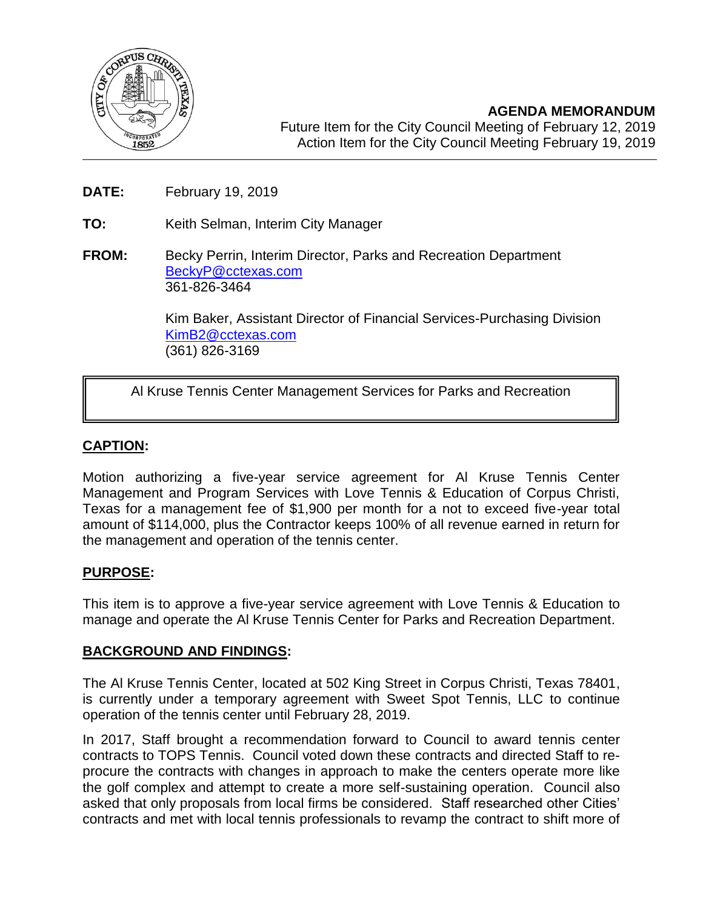**AGENDA MEMORANDUM**

Future Item for the City Council Meeting of February 12, 2019
Action Item for the City Council Meeting February 19, 2019

**DATE:** February 19, 2019

**TO:** Keith Selman, Interim City Manager

**FROM:** Becky Perrin, Interim Director, Parks and Recreation Department
BeckyP@cctexas.com
361-826-3464

Kim Baker, Assistant Director of Financial Services-Purchasing Division
KimB2@cctexas.com
(361) 826-3169

Al Kruse Tennis Center Management Services for Parks and Recreation

## CAPTION:

Motion authorizing a five-year service agreement for Al Kruse Tennis Center Management and Program Services with Love Tennis & Education of Corpus Christi, Texas for a management fee of $1,900 per month for a not to exceed five-year total amount of $114,000, plus the Contractor keeps 100% of all revenue earned in return for the management and operation of the tennis center.

## PURPOSE:

This item is to approve a five-year service agreement with Love Tennis & Education to manage and operate the Al Kruse Tennis Center for Parks and Recreation Department.

## BACKGROUND AND FINDINGS:

The Al Kruse Tennis Center, located at 502 King Street in Corpus Christi, Texas 78401, is currently under a temporary agreement with Sweet Spot Tennis, LLC to continue operation of the tennis center until February 28, 2019.

In 2017, Staff brought a recommendation forward to Council to award tennis center contracts to TOPS Tennis. Council voted down these contracts and directed Staff to re-procure the contracts with changes in approach to make the centers operate more like the golf complex and attempt to create a more self-sustaining operation. Council also asked that only proposals from local firms be considered. Staff researched other Cities' contracts and met with local tennis professionals to revamp the contract to shift more of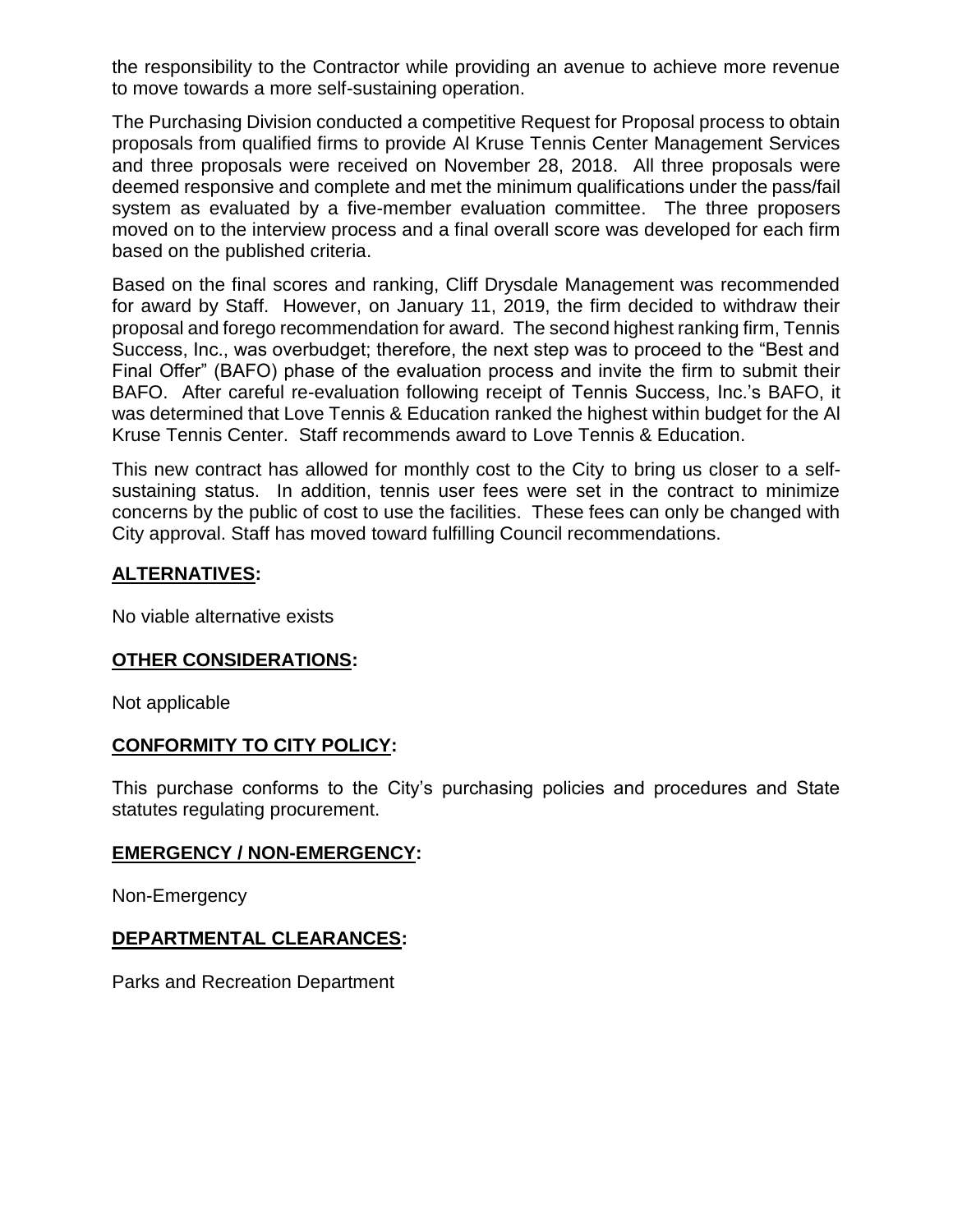the responsibility to the Contractor while providing an avenue to achieve more revenue to move towards a more self-sustaining operation.

The Purchasing Division conducted a competitive Request for Proposal process to obtain proposals from qualified firms to provide Al Kruse Tennis Center Management Services and three proposals were received on November 28, 2018. All three proposals were deemed responsive and complete and met the minimum qualifications under the pass/fail system as evaluated by a five-member evaluation committee. The three proposers moved on to the interview process and a final overall score was developed for each firm based on the published criteria.

Based on the final scores and ranking, Cliff Drysdale Management was recommended for award by Staff. However, on January 11, 2019, the firm decided to withdraw their proposal and forego recommendation for award. The second highest ranking firm, Tennis Success, Inc., was overbudget; therefore, the next step was to proceed to the "Best and Final Offer" (BAFO) phase of the evaluation process and invite the firm to submit their BAFO. After careful re-evaluation following receipt of Tennis Success, Inc.'s BAFO, it was determined that Love Tennis & Education ranked the highest within budget for the Al Kruse Tennis Center. Staff recommends award to Love Tennis & Education.

This new contract has allowed for monthly cost to the City to bring us closer to a self-sustaining status. In addition, tennis user fees were set in the contract to minimize concerns by the public of cost to use the facilities. These fees can only be changed with City approval. Staff has moved toward fulfilling Council recommendations.

## **ALTERNATIVES:**

No viable alternative exists

## **OTHER CONSIDERATIONS:**

Not applicable

## **CONFORMITY TO CITY POLICY:**

This purchase conforms to the City's purchasing policies and procedures and State statutes regulating procurement.

## **EMERGENCY / NON-EMERGENCY:**

Non-Emergency

## **DEPARTMENTAL CLEARANCES:**

Parks and Recreation Department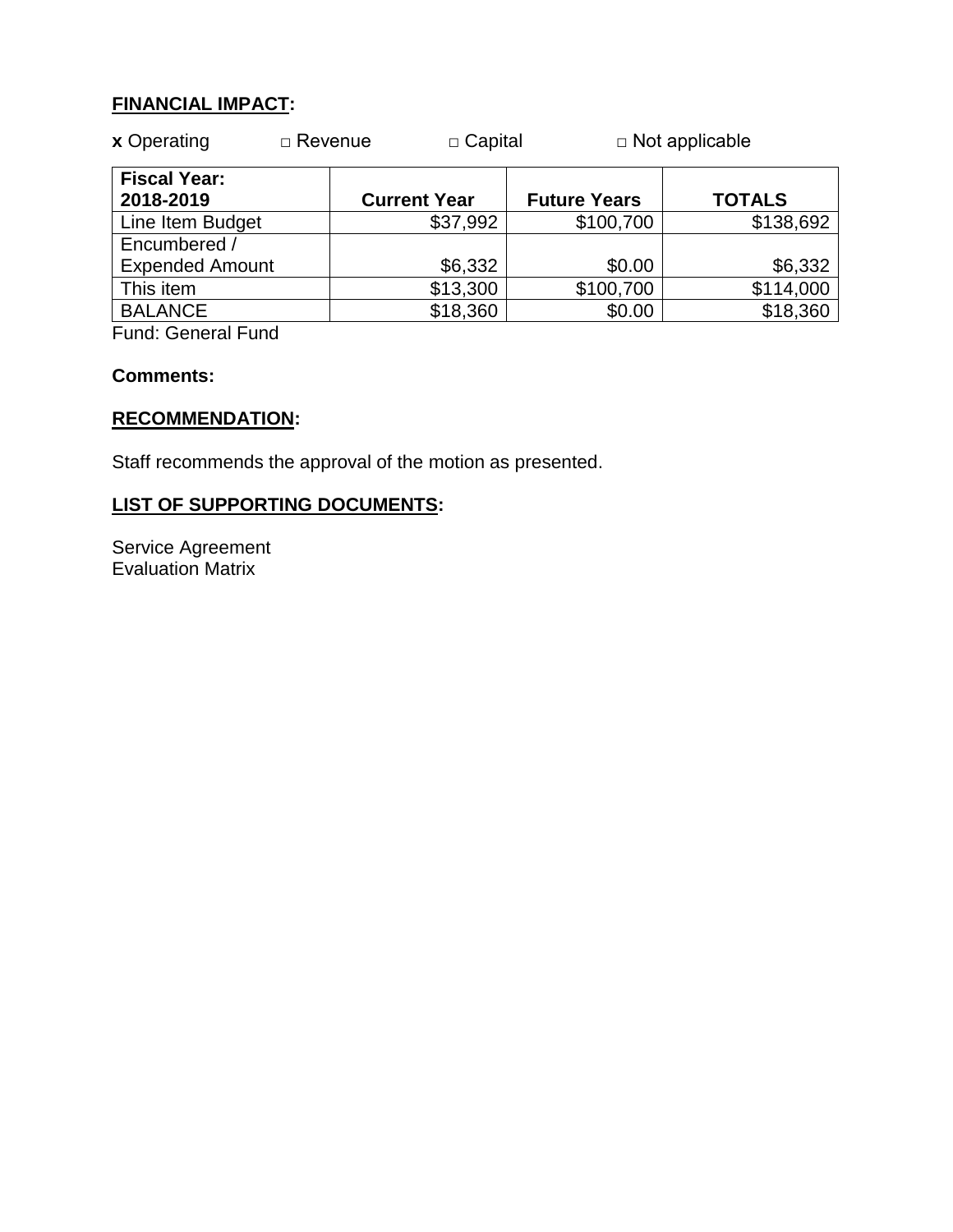**FINANCIAL IMPACT:**

**x** Operating □ Revenue □ Capital □ Not applicable

| **Fiscal Year: 2018-2019** | **Current Year** | **Future Years** | **TOTALS** |
|---|---|---|---|
| Line Item Budget | $37,992 | $100,700 | $138,692 |
| Encumbered / Expended Amount | $6,332 | $0.00 | $6,332 |
| This item | $13,300 | $100,700 | $114,000 |
| BALANCE | $18,360 | $0.00 | $18,360 |

Fund: General Fund

**Comments:**

**RECOMMENDATION:**

Staff recommends the approval of the motion as presented.

**LIST OF SUPPORTING DOCUMENTS:**

Service Agreement
Evaluation Matrix